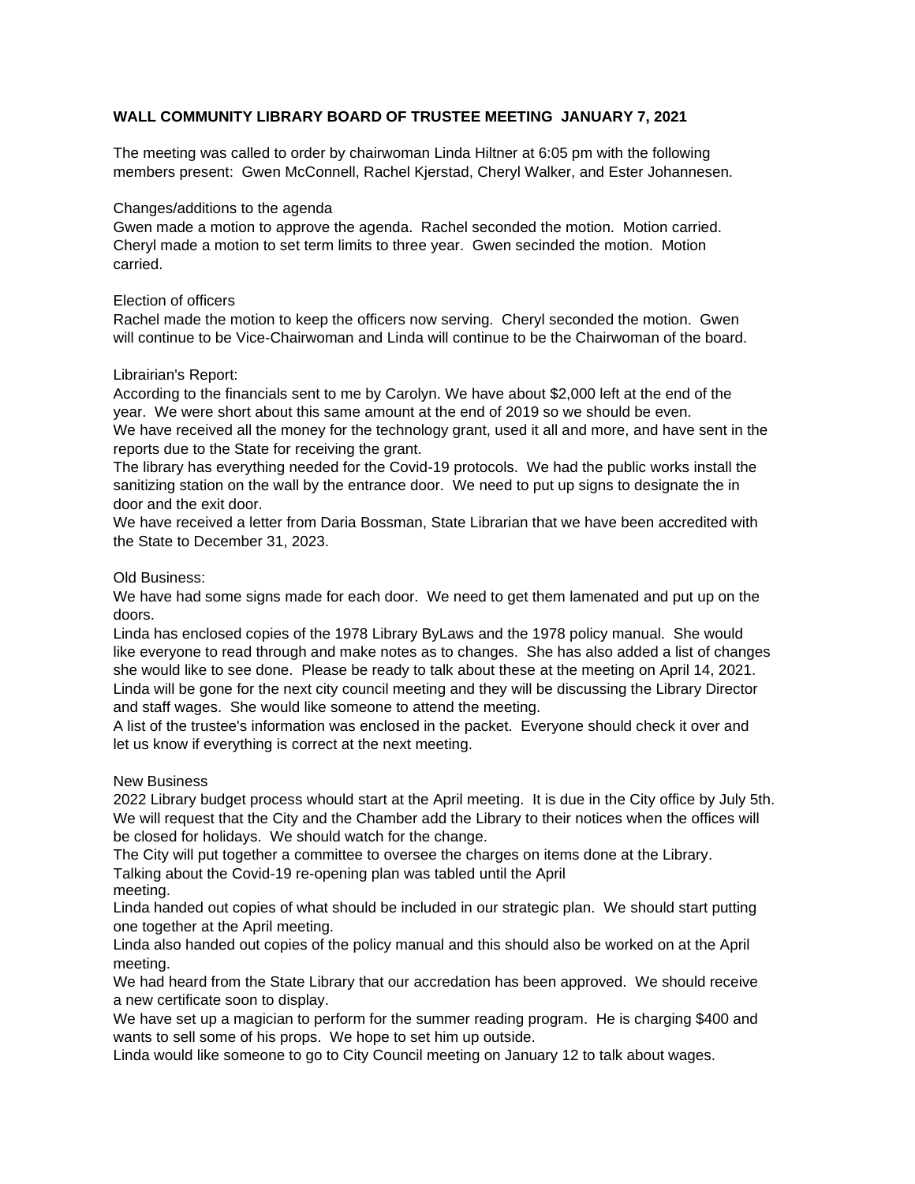**WALL COMMUNITY LIBRARY BOARD OF TRUSTEE MEETING JANUARY 7, 2021**

The meeting was called to order by chairwoman Linda Hiltner at 6:05 pm with the following members present: Gwen McConnell, Rachel Kjerstad, Cheryl Walker, and Ester Johannesen.

Changes/additions to the agenda
Gwen made a motion to approve the agenda. Rachel seconded the motion. Motion carried.
Cheryl made a motion to set term limits to three year. Gwen secinded the motion. Motion carried.

Election of officers
Rachel made the motion to keep the officers now serving. Cheryl seconded the motion. Gwen will continue to be Vice-Chairwoman and Linda will continue to be the Chairwoman of the board.

Librairian's Report:
According to the financials sent to me by Carolyn. We have about $2,000 left at the end of the year. We were short about this same amount at the end of 2019 so we should be even.
We have received all the money for the technology grant, used it all and more, and have sent in the reports due to the State for receiving the grant.
The library has everything needed for the Covid-19 protocols. We had the public works install the sanitizing station on the wall by the entrance door. We need to put up signs to designate the in door and the exit door.
We have received a letter from Daria Bossman, State Librarian that we have been accredited with the State to December 31, 2023.

Old Business:
We have had some signs made for each door. We need to get them lamenated and put up on the doors.
Linda has enclosed copies of the 1978 Library ByLaws and the 1978 policy manual. She would like everyone to read through and make notes as to changes. She has also added a list of changes she would like to see done. Please be ready to talk about these at the meeting on April 14, 2021.
Linda will be gone for the next city council meeting and they will be discussing the Library Director and staff wages. She would like someone to attend the meeting.
A list of the trustee's information was enclosed in the packet. Everyone should check it over and let us know if everything is correct at the next meeting.

New Business
2022 Library budget process whould start at the April meeting. It is due in the City office by July 5th.
We will request that the City and the Chamber add the Library to their notices when the offices will be closed for holidays. We should watch for the change.
The City will put together a committee to oversee the charges on items done at the Library.
Talking about the Covid-19 re-opening plan was tabled until the April meeting.
Linda handed out copies of what should be included in our strategic plan. We should start putting one together at the April meeting.
Linda also handed out copies of the policy manual and this should also be worked on at the April meeting.
We had heard from the State Library that our accredation has been approved. We should receive a new certificate soon to display.
We have set up a magician to perform for the summer reading program. He is charging $400 and wants to sell some of his props. We hope to set him up outside.
Linda would like someone to go to City Council meeting on January 12 to talk about wages.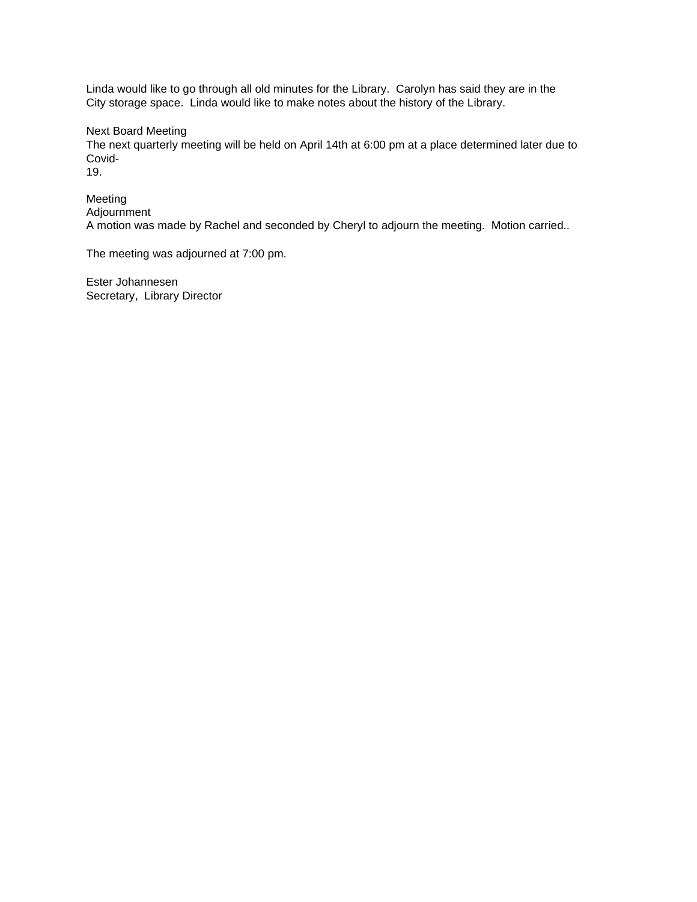Linda would like to go through all old minutes for the Library. Carolyn has said they are in the City storage space. Linda would like to make notes about the history of the Library.

Next Board Meeting

The next quarterly meeting will be held on April 14th at 6:00 pm at a place determined later due to Covid-19.

Meeting Adjournment

A motion was made by Rachel and seconded by Cheryl to adjourn the meeting. Motion carried..

The meeting was adjourned at 7:00 pm.

Ester Johannesen

Secretary, Library Director